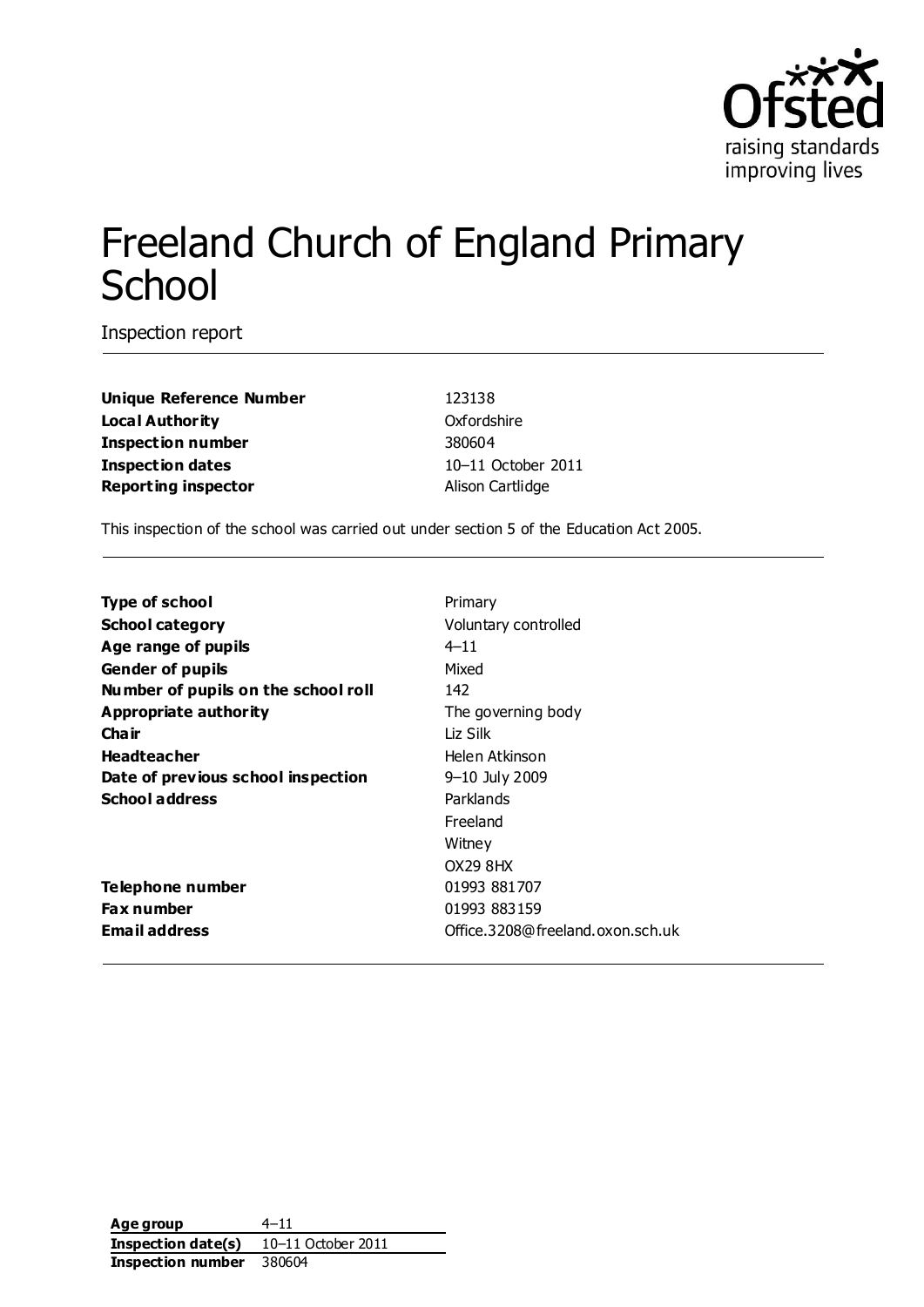# Freeland Church of England Primary School

Inspection report

| | |
|---|---|
| **Unique Reference Number** | 123138 |
| **Local Authority** | Oxfordshire |
| **Inspection number** | 380604 |
| **Inspection dates** | 10–11 October 2011 |
| **Reporting inspector** | Alison Cartlidge |

This inspection of the school was carried out under section 5 of the Education Act 2005.

| | |
|---|---|
| **Type of school** | Primary |
| **School category** | Voluntary controlled |
| **Age range of pupils** | 4–11 |
| **Gender of pupils** | Mixed |
| **Number of pupils on the school roll** | 142 |
| **Appropriate authority** | The governing body |
| **Chair** | Liz Silk |
| **Headteacher** | Helen Atkinson |
| **Date of previous school inspection** | 9–10 July 2009 |
| **School address** | Parklands<br>Freeland<br>Witney<br>OX29 8HX |
| **Telephone number** | 01993 881707 |
| **Fax number** | 01993 883159 |
| **Email address** | Office.3208@freeland.oxon.sch.uk |

| | |
|---|---|
| **Age group** | 4–11 |
| **Inspection date(s)** | 10–11 October 2011 |
| **Inspection number** | 380604 |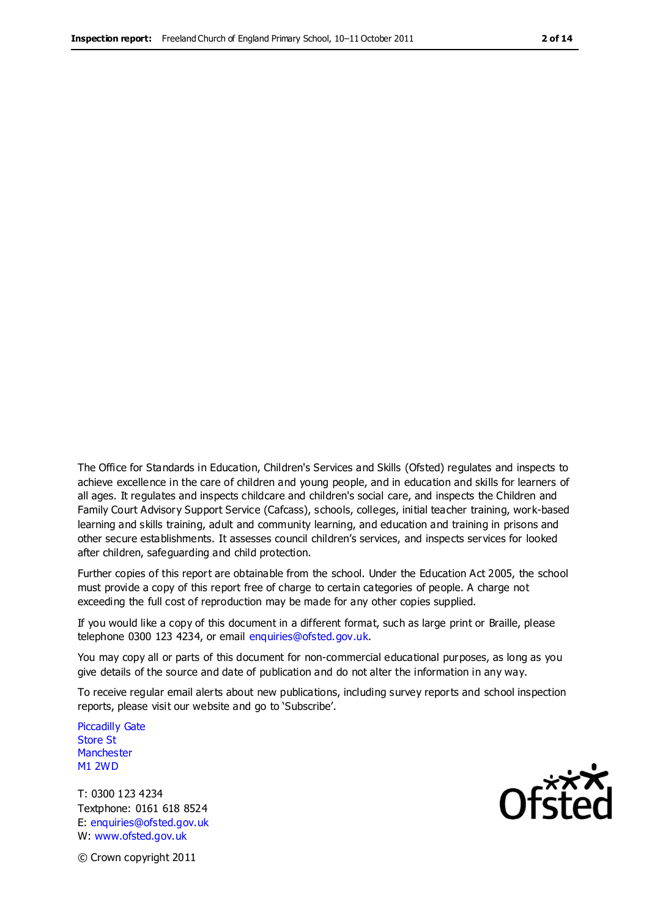The Office for Standards in Education, Children's Services and Skills (Ofsted) regulates and inspects to achieve excellence in the care of children and young people, and in education and skills for learners of all ages. It regulates and inspects childcare and children's social care, and inspects the Children and Family Court Advisory Support Service (Cafcass), schools, colleges, initial teacher training, work-based learning and skills training, adult and community learning, and education and training in prisons and other secure establishments. It assesses council children's services, and inspects services for looked after children, safeguarding and child protection.

Further copies of this report are obtainable from the school. Under the Education Act 2005, the school must provide a copy of this report free of charge to certain categories of people. A charge not exceeding the full cost of reproduction may be made for any other copies supplied.

If you would like a copy of this document in a different format, such as large print or Braille, please telephone 0300 123 4234, or email enquiries@ofsted.gov.uk.

You may copy all or parts of this document for non-commercial educational purposes, as long as you give details of the source and date of publication and do not alter the information in any way.

To receive regular email alerts about new publications, including survey reports and school inspection reports, please visit our website and go to 'Subscribe'.

Piccadilly Gate
Store St
Manchester
M1 2WD

T: 0300 123 4234
Textphone: 0161 618 8524
E: enquiries@ofsted.gov.uk
W: www.ofsted.gov.uk

© Crown copyright 2011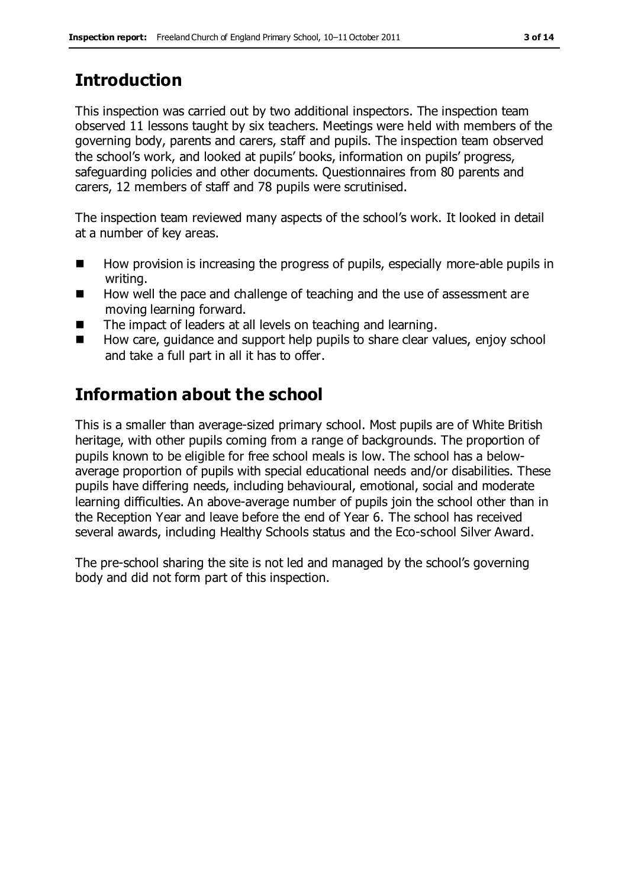## Introduction

This inspection was carried out by two additional inspectors. The inspection team observed 11 lessons taught by six teachers. Meetings were held with members of the governing body, parents and carers, staff and pupils. The inspection team observed the school's work, and looked at pupils' books, information on pupils' progress, safeguarding policies and other documents. Questionnaires from 80 parents and carers, 12 members of staff and 78 pupils were scrutinised.

The inspection team reviewed many aspects of the school's work. It looked in detail at a number of key areas.

- How provision is increasing the progress of pupils, especially more-able pupils in writing.
- How well the pace and challenge of teaching and the use of assessment are moving learning forward.
- The impact of leaders at all levels on teaching and learning.
- How care, guidance and support help pupils to share clear values, enjoy school and take a full part in all it has to offer.

## Information about the school

This is a smaller than average-sized primary school. Most pupils are of White British heritage, with other pupils coming from a range of backgrounds. The proportion of pupils known to be eligible for free school meals is low. The school has a below-average proportion of pupils with special educational needs and/or disabilities. These pupils have differing needs, including behavioural, emotional, social and moderate learning difficulties. An above-average number of pupils join the school other than in the Reception Year and leave before the end of Year 6. The school has received several awards, including Healthy Schools status and the Eco-school Silver Award.

The pre-school sharing the site is not led and managed by the school's governing body and did not form part of this inspection.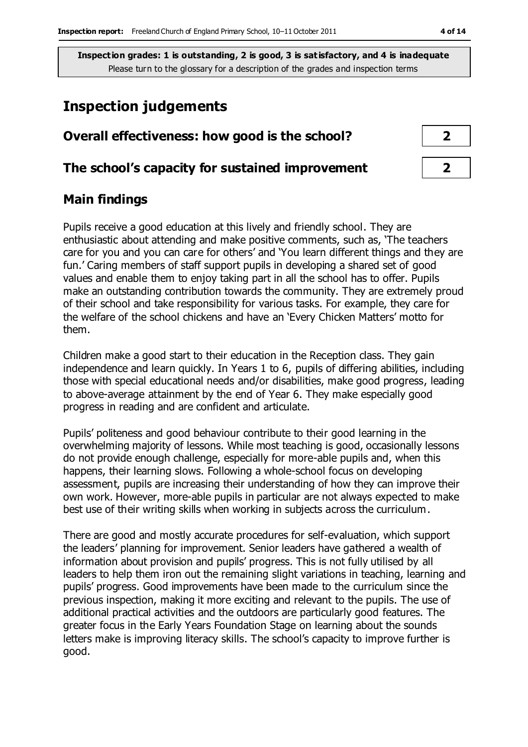**Inspection grades: 1 is outstanding, 2 is good, 3 is satisfactory, and 4 is inadequate**
Please turn to the glossary for a description of the grades and inspection terms

# Inspection judgements

| | |
|---|---|
| **Overall effectiveness: how good is the school?** | **2** |
| **The school's capacity for sustained improvement** | **2** |

## Main findings

Pupils receive a good education at this lively and friendly school. They are enthusiastic about attending and make positive comments, such as, 'The teachers care for you and you can care for others' and 'You learn different things and they are fun.' Caring members of staff support pupils in developing a shared set of good values and enable them to enjoy taking part in all the school has to offer. Pupils make an outstanding contribution towards the community. They are extremely proud of their school and take responsibility for various tasks. For example, they care for the welfare of the school chickens and have an 'Every Chicken Matters' motto for them.

Children make a good start to their education in the Reception class. They gain independence and learn quickly. In Years 1 to 6, pupils of differing abilities, including those with special educational needs and/or disabilities, make good progress, leading to above-average attainment by the end of Year 6. They make especially good progress in reading and are confident and articulate.

Pupils' politeness and good behaviour contribute to their good learning in the overwhelming majority of lessons. While most teaching is good, occasionally lessons do not provide enough challenge, especially for more-able pupils and, when this happens, their learning slows. Following a whole-school focus on developing assessment, pupils are increasing their understanding of how they can improve their own work. However, more-able pupils in particular are not always expected to make best use of their writing skills when working in subjects across the curriculum.

There are good and mostly accurate procedures for self-evaluation, which support the leaders' planning for improvement. Senior leaders have gathered a wealth of information about provision and pupils' progress. This is not fully utilised by all leaders to help them iron out the remaining slight variations in teaching, learning and pupils' progress. Good improvements have been made to the curriculum since the previous inspection, making it more exciting and relevant to the pupils. The use of additional practical activities and the outdoors are particularly good features. The greater focus in the Early Years Foundation Stage on learning about the sounds letters make is improving literacy skills. The school's capacity to improve further is good.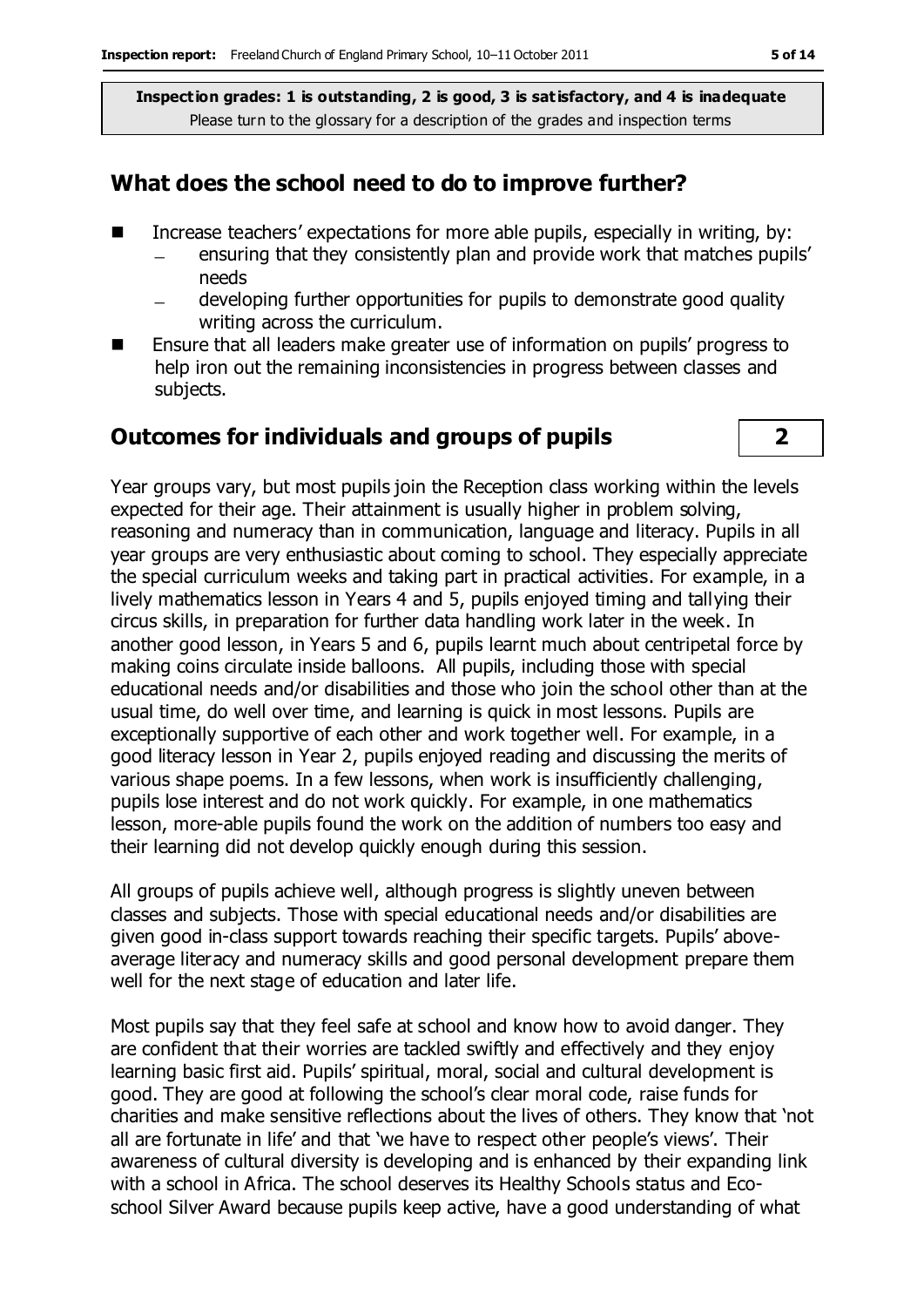**Inspection grades: 1 is outstanding, 2 is good, 3 is satisfactory, and 4 is inadequate**
Please turn to the glossary for a description of the grades and inspection terms

## What does the school need to do to improve further?

- Increase teachers' expectations for more able pupils, especially in writing, by:
  - ensuring that they consistently plan and provide work that matches pupils' needs
  - developing further opportunities for pupils to demonstrate good quality writing across the curriculum.
- Ensure that all leaders make greater use of information on pupils' progress to help iron out the remaining inconsistencies in progress between classes and subjects.

## Outcomes for individuals and groups of pupils — 2

Year groups vary, but most pupils join the Reception class working within the levels expected for their age. Their attainment is usually higher in problem solving, reasoning and numeracy than in communication, language and literacy. Pupils in all year groups are very enthusiastic about coming to school. They especially appreciate the special curriculum weeks and taking part in practical activities. For example, in a lively mathematics lesson in Years 4 and 5, pupils enjoyed timing and tallying their circus skills, in preparation for further data handling work later in the week. In another good lesson, in Years 5 and 6, pupils learnt much about centripetal force by making coins circulate inside balloons. All pupils, including those with special educational needs and/or disabilities and those who join the school other than at the usual time, do well over time, and learning is quick in most lessons. Pupils are exceptionally supportive of each other and work together well. For example, in a good literacy lesson in Year 2, pupils enjoyed reading and discussing the merits of various shape poems. In a few lessons, when work is insufficiently challenging, pupils lose interest and do not work quickly. For example, in one mathematics lesson, more-able pupils found the work on the addition of numbers too easy and their learning did not develop quickly enough during this session.

All groups of pupils achieve well, although progress is slightly uneven between classes and subjects. Those with special educational needs and/or disabilities are given good in-class support towards reaching their specific targets. Pupils' above-average literacy and numeracy skills and good personal development prepare them well for the next stage of education and later life.

Most pupils say that they feel safe at school and know how to avoid danger. They are confident that their worries are tackled swiftly and effectively and they enjoy learning basic first aid. Pupils' spiritual, moral, social and cultural development is good. They are good at following the school's clear moral code, raise funds for charities and make sensitive reflections about the lives of others. They know that 'not all are fortunate in life' and that 'we have to respect other people's views'. Their awareness of cultural diversity is developing and is enhanced by their expanding link with a school in Africa. The school deserves its Healthy Schools status and Eco-school Silver Award because pupils keep active, have a good understanding of what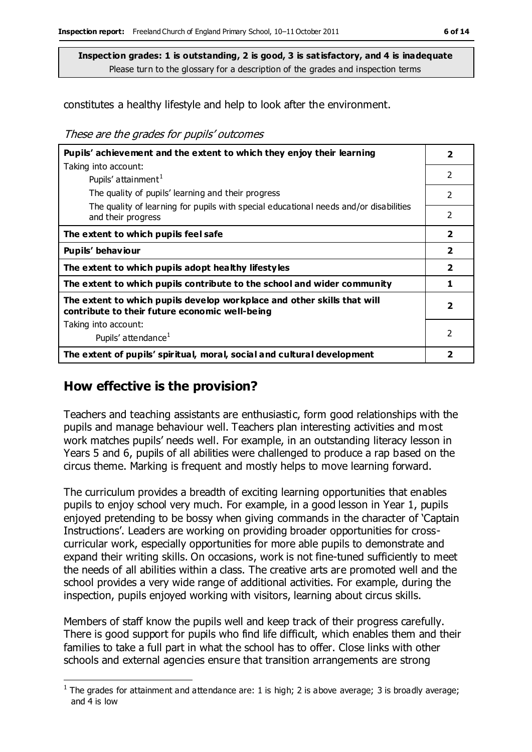**Inspection grades: 1 is outstanding, 2 is good, 3 is satisfactory, and 4 is inadequate**
Please turn to the glossary for a description of the grades and inspection terms

constitutes a healthy lifestyle and help to look after the environment.

*These are the grades for pupils' outcomes*

| | |
|---|---|
| **Pupils' achievement and the extent to which they enjoy their learning** | **2** |
| Taking into account: Pupils' attainment[1] | 2 |
| The quality of pupils' learning and their progress | 2 |
| The quality of learning for pupils with special educational needs and/or disabilities and their progress | 2 |
| **The extent to which pupils feel safe** | **2** |
| **Pupils' behaviour** | **2** |
| **The extent to which pupils adopt healthy lifestyles** | **2** |
| **The extent to which pupils contribute to the school and wider community** | **1** |
| **The extent to which pupils develop workplace and other skills that will contribute to their future economic well-being** | **2** |
| Taking into account: Pupils' attendance[1] | 2 |
| **The extent of pupils' spiritual, moral, social and cultural development** | **2** |

## How effective is the provision?

Teachers and teaching assistants are enthusiastic, form good relationships with the pupils and manage behaviour well. Teachers plan interesting activities and most work matches pupils' needs well. For example, in an outstanding literacy lesson in Years 5 and 6, pupils of all abilities were challenged to produce a rap based on the circus theme. Marking is frequent and mostly helps to move learning forward.

The curriculum provides a breadth of exciting learning opportunities that enables pupils to enjoy school very much. For example, in a good lesson in Year 1, pupils enjoyed pretending to be bossy when giving commands in the character of 'Captain Instructions'. Leaders are working on providing broader opportunities for cross-curricular work, especially opportunities for more able pupils to demonstrate and expand their writing skills. On occasions, work is not fine-tuned sufficiently to meet the needs of all abilities within a class. The creative arts are promoted well and the school provides a very wide range of additional activities. For example, during the inspection, pupils enjoyed working with visitors, learning about circus skills.

Members of staff know the pupils well and keep track of their progress carefully. There is good support for pupils who find life difficult, which enables them and their families to take a full part in what the school has to offer. Close links with other schools and external agencies ensure that transition arrangements are strong

[1] The grades for attainment and attendance are: 1 is high; 2 is above average; 3 is broadly average; and 4 is low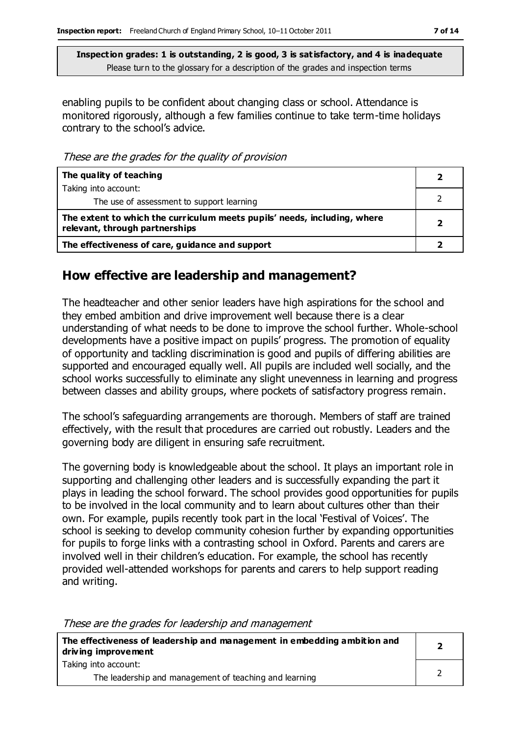**Inspection grades: 1 is outstanding, 2 is good, 3 is satisfactory, and 4 is inadequate**
Please turn to the glossary for a description of the grades and inspection terms

enabling pupils to be confident about changing class or school. Attendance is monitored rigorously, although a few families continue to take term-time holidays contrary to the school's advice.

*These are the grades for the quality of provision*

| | |
|---|---|
| **The quality of teaching** | **2** |
| Taking into account: The use of assessment to support learning | 2 |
| **The extent to which the curriculum meets pupils' needs, including, where relevant, through partnerships** | **2** |
| **The effectiveness of care, guidance and support** | **2** |

## How effective are leadership and management?

The headteacher and other senior leaders have high aspirations for the school and they embed ambition and drive improvement well because there is a clear understanding of what needs to be done to improve the school further. Whole-school developments have a positive impact on pupils' progress. The promotion of equality of opportunity and tackling discrimination is good and pupils of differing abilities are supported and encouraged equally well. All pupils are included well socially, and the school works successfully to eliminate any slight unevenness in learning and progress between classes and ability groups, where pockets of satisfactory progress remain.

The school's safeguarding arrangements are thorough. Members of staff are trained effectively, with the result that procedures are carried out robustly. Leaders and the governing body are diligent in ensuring safe recruitment.

The governing body is knowledgeable about the school. It plays an important role in supporting and challenging other leaders and is successfully expanding the part it plays in leading the school forward. The school provides good opportunities for pupils to be involved in the local community and to learn about cultures other than their own. For example, pupils recently took part in the local 'Festival of Voices'. The school is seeking to develop community cohesion further by expanding opportunities for pupils to forge links with a contrasting school in Oxford. Parents and carers are involved well in their children's education. For example, the school has recently provided well-attended workshops for parents and carers to help support reading and writing.

*These are the grades for leadership and management*

| | |
|---|---|
| **The effectiveness of leadership and management in embedding ambition and driving improvement** | **2** |
| Taking into account: The leadership and management of teaching and learning | 2 |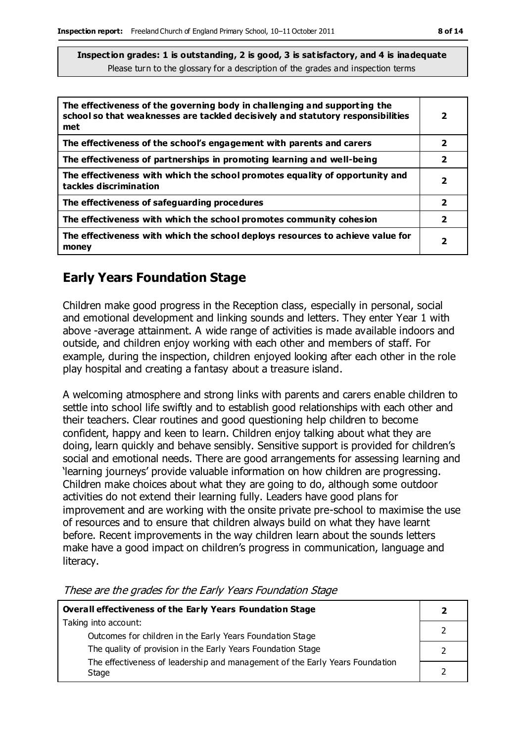**Inspection grades: 1 is outstanding, 2 is good, 3 is satisfactory, and 4 is inadequate**
Please turn to the glossary for a description of the grades and inspection terms

| | |
|---|---|
| **The effectiveness of the governing body in challenging and supporting the school so that weaknesses are tackled decisively and statutory responsibilities met** | **2** |
| **The effectiveness of the school's engagement with parents and carers** | **2** |
| **The effectiveness of partnerships in promoting learning and well-being** | **2** |
| **The effectiveness with which the school promotes equality of opportunity and tackles discrimination** | **2** |
| **The effectiveness of safeguarding procedures** | **2** |
| **The effectiveness with which the school promotes community cohesion** | **2** |
| **The effectiveness with which the school deploys resources to achieve value for money** | **2** |

## Early Years Foundation Stage

Children make good progress in the Reception class, especially in personal, social and emotional development and linking sounds and letters. They enter Year 1 with above -average attainment. A wide range of activities is made available indoors and outside, and children enjoy working with each other and members of staff. For example, during the inspection, children enjoyed looking after each other in the role play hospital and creating a fantasy about a treasure island.

A welcoming atmosphere and strong links with parents and carers enable children to settle into school life swiftly and to establish good relationships with each other and their teachers. Clear routines and good questioning help children to become confident, happy and keen to learn. Children enjoy talking about what they are doing, learn quickly and behave sensibly. Sensitive support is provided for children's social and emotional needs. There are good arrangements for assessing learning and 'learning journeys' provide valuable information on how children are progressing. Children make choices about what they are going to do, although some outdoor activities do not extend their learning fully. Leaders have good plans for improvement and are working with the onsite private pre-school to maximise the use of resources and to ensure that children always build on what they have learnt before. Recent improvements in the way children learn about the sounds letters make have a good impact on children's progress in communication, language and literacy.

*These are the grades for the Early Years Foundation Stage*

| | |
|---|---|
| **Overall effectiveness of the Early Years Foundation Stage** | **2** |
| Taking into account: | |
| Outcomes for children in the Early Years Foundation Stage | 2 |
| The quality of provision in the Early Years Foundation Stage | 2 |
| The effectiveness of leadership and management of the Early Years Foundation Stage | 2 |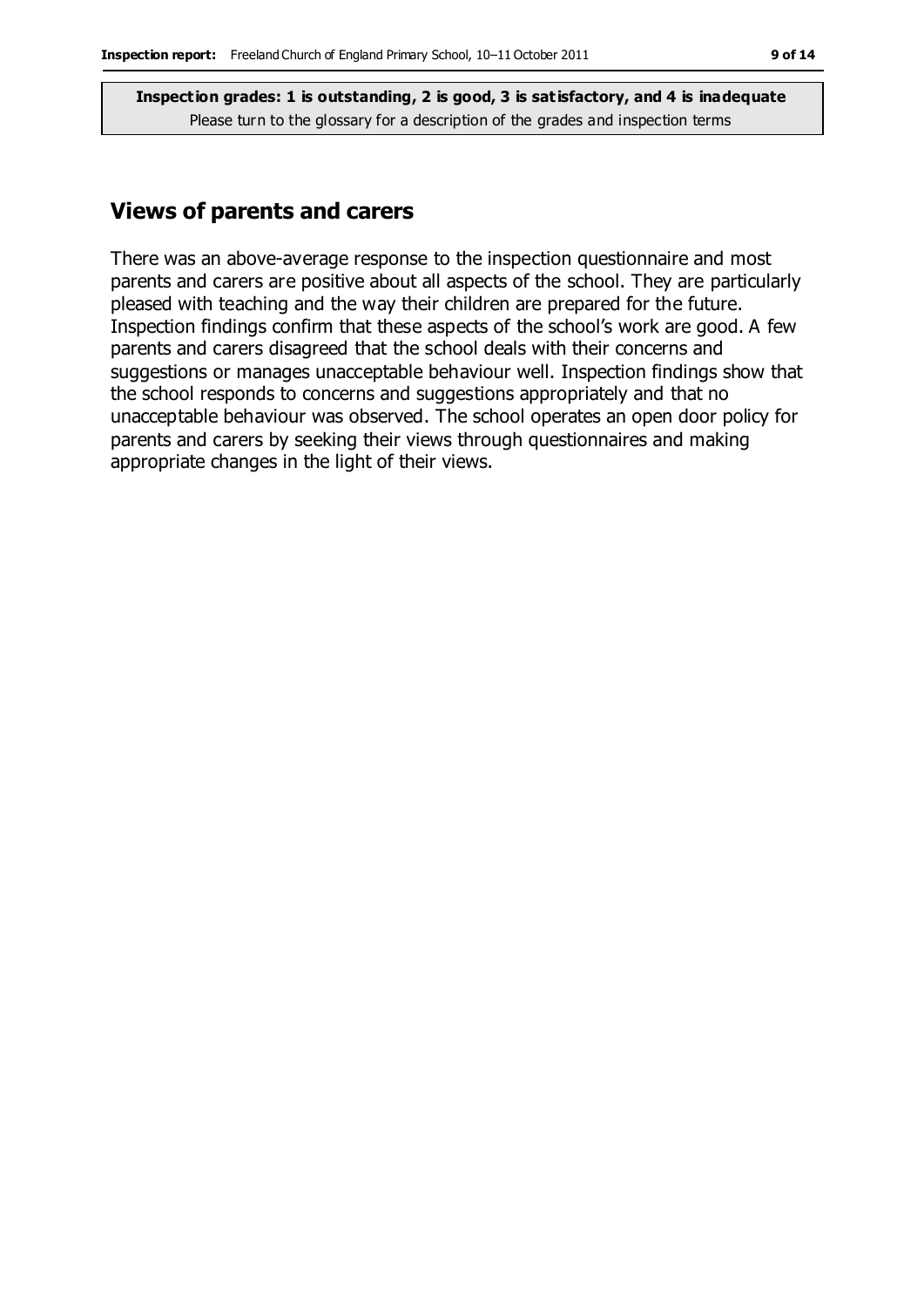**Inspection grades: 1 is outstanding, 2 is good, 3 is satisfactory, and 4 is inadequate**
Please turn to the glossary for a description of the grades and inspection terms

## Views of parents and carers

There was an above-average response to the inspection questionnaire and most parents and carers are positive about all aspects of the school. They are particularly pleased with teaching and the way their children are prepared for the future. Inspection findings confirm that these aspects of the school's work are good. A few parents and carers disagreed that the school deals with their concerns and suggestions or manages unacceptable behaviour well. Inspection findings show that the school responds to concerns and suggestions appropriately and that no unacceptable behaviour was observed. The school operates an open door policy for parents and carers by seeking their views through questionnaires and making appropriate changes in the light of their views.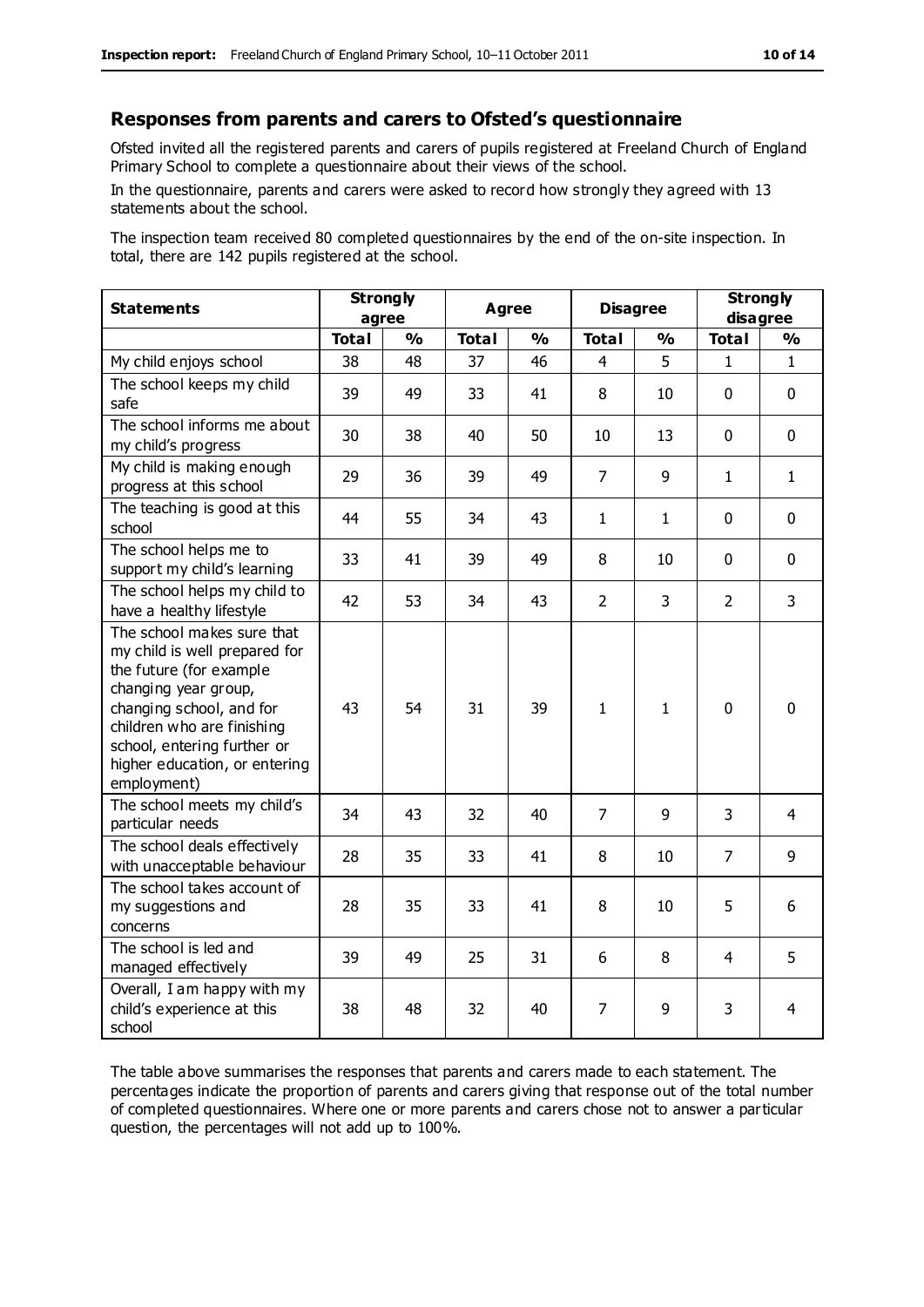## Responses from parents and carers to Ofsted's questionnaire

Ofsted invited all the registered parents and carers of pupils registered at Freeland Church of England Primary School to complete a questionnaire about their views of the school.

In the questionnaire, parents and carers were asked to record how strongly they agreed with 13 statements about the school.

The inspection team received 80 completed questionnaires by the end of the on-site inspection. In total, there are 142 pupils registered at the school.

| **Statements** | **Strongly agree** | | **Agree** | | **Disagree** | | **Strongly disagree** | |
|---|---|---|---|---|---|---|---|---|
| | **Total** | **%** | **Total** | **%** | **Total** | **%** | **Total** | **%** |
| My child enjoys school | 38 | 48 | 37 | 46 | 4 | 5 | 1 | 1 |
| The school keeps my child safe | 39 | 49 | 33 | 41 | 8 | 10 | 0 | 0 |
| The school informs me about my child's progress | 30 | 38 | 40 | 50 | 10 | 13 | 0 | 0 |
| My child is making enough progress at this school | 29 | 36 | 39 | 49 | 7 | 9 | 1 | 1 |
| The teaching is good at this school | 44 | 55 | 34 | 43 | 1 | 1 | 0 | 0 |
| The school helps me to support my child's learning | 33 | 41 | 39 | 49 | 8 | 10 | 0 | 0 |
| The school helps my child to have a healthy lifestyle | 42 | 53 | 34 | 43 | 2 | 3 | 2 | 3 |
| The school makes sure that my child is well prepared for the future (for example changing year group, changing school, and for children who are finishing school, entering further or higher education, or entering employment) | 43 | 54 | 31 | 39 | 1 | 1 | 0 | 0 |
| The school meets my child's particular needs | 34 | 43 | 32 | 40 | 7 | 9 | 3 | 4 |
| The school deals effectively with unacceptable behaviour | 28 | 35 | 33 | 41 | 8 | 10 | 7 | 9 |
| The school takes account of my suggestions and concerns | 28 | 35 | 33 | 41 | 8 | 10 | 5 | 6 |
| The school is led and managed effectively | 39 | 49 | 25 | 31 | 6 | 8 | 4 | 5 |
| Overall, I am happy with my child's experience at this school | 38 | 48 | 32 | 40 | 7 | 9 | 3 | 4 |

The table above summarises the responses that parents and carers made to each statement. The percentages indicate the proportion of parents and carers giving that response out of the total number of completed questionnaires. Where one or more parents and carers chose not to answer a particular question, the percentages will not add up to 100%.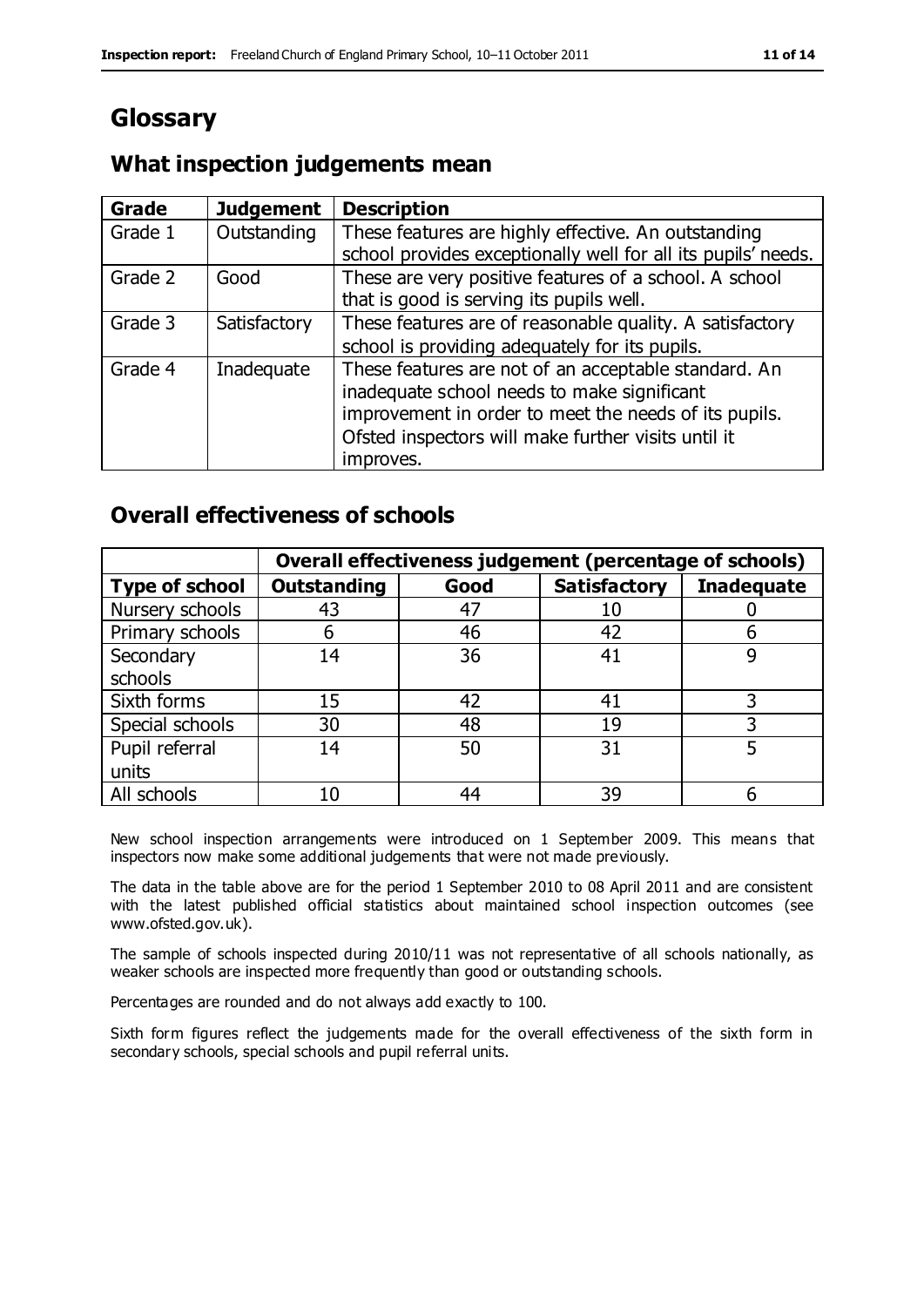# Glossary

## What inspection judgements mean

| Grade | Judgement | Description |
|---|---|---|
| Grade 1 | Outstanding | These features are highly effective. An outstanding school provides exceptionally well for all its pupils' needs. |
| Grade 2 | Good | These are very positive features of a school. A school that is good is serving its pupils well. |
| Grade 3 | Satisfactory | These features are of reasonable quality. A satisfactory school is providing adequately for its pupils. |
| Grade 4 | Inadequate | These features are not of an acceptable standard. An inadequate school needs to make significant improvement in order to meet the needs of its pupils. Ofsted inspectors will make further visits until it improves. |

## Overall effectiveness of schools

| | Overall effectiveness judgement (percentage of schools) | | | |
|---|---|---|---|---|
| **Type of school** | **Outstanding** | **Good** | **Satisfactory** | **Inadequate** |
| Nursery schools | 43 | 47 | 10 | 0 |
| Primary schools | 6 | 46 | 42 | 6 |
| Secondary schools | 14 | 36 | 41 | 9 |
| Sixth forms | 15 | 42 | 41 | 3 |
| Special schools | 30 | 48 | 19 | 3 |
| Pupil referral units | 14 | 50 | 31 | 5 |
| All schools | 10 | 44 | 39 | 6 |

New school inspection arrangements were introduced on 1 September 2009. This means that inspectors now make some additional judgements that were not made previously.

The data in the table above are for the period 1 September 2010 to 08 April 2011 and are consistent with the latest published official statistics about maintained school inspection outcomes (see www.ofsted.gov.uk).

The sample of schools inspected during 2010/11 was not representative of all schools nationally, as weaker schools are inspected more frequently than good or outstanding schools.

Percentages are rounded and do not always add exactly to 100.

Sixth form figures reflect the judgements made for the overall effectiveness of the sixth form in secondary schools, special schools and pupil referral units.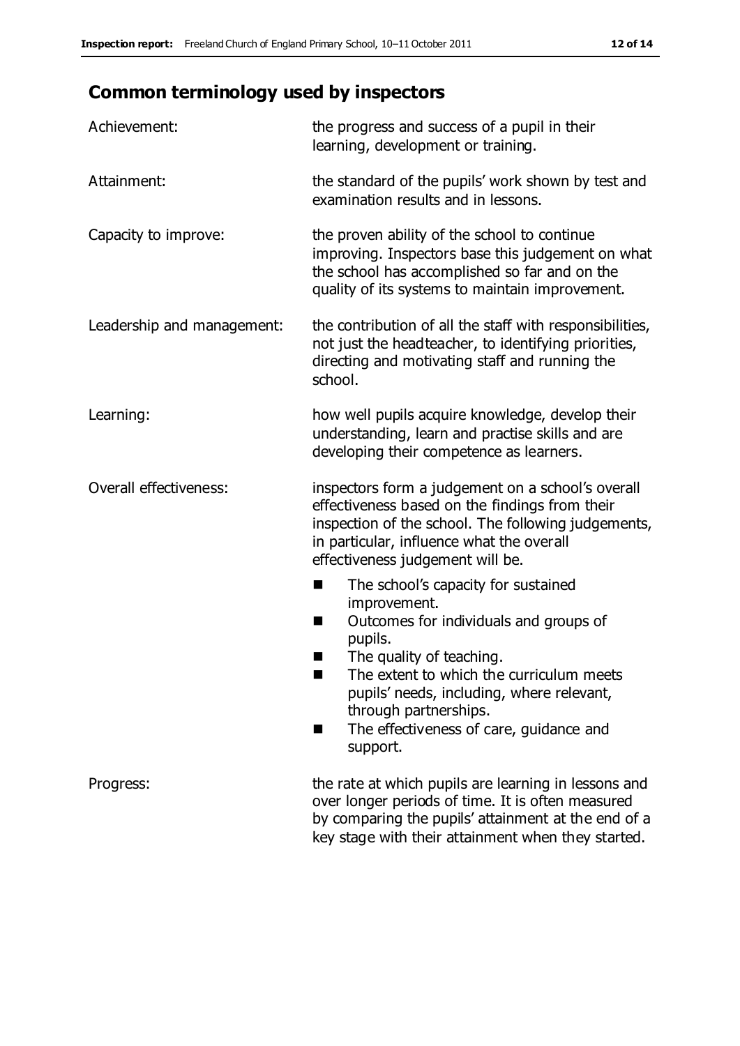## Common terminology used by inspectors

| | |
|---|---|
| Achievement: | the progress and success of a pupil in their learning, development or training. |
| Attainment: | the standard of the pupils' work shown by test and examination results and in lessons. |
| Capacity to improve: | the proven ability of the school to continue improving. Inspectors base this judgement on what the school has accomplished so far and on the quality of its systems to maintain improvement. |
| Leadership and management: | the contribution of all the staff with responsibilities, not just the headteacher, to identifying priorities, directing and motivating staff and running the school. |
| Learning: | how well pupils acquire knowledge, develop their understanding, learn and practise skills and are developing their competence as learners. |
| Overall effectiveness: | inspectors form a judgement on a school's overall effectiveness based on the findings from their inspection of the school. The following judgements, in particular, influence what the overall effectiveness judgement will be.<br>■ The school's capacity for sustained improvement.<br>■ Outcomes for individuals and groups of pupils.<br>■ The quality of teaching.<br>■ The extent to which the curriculum meets pupils' needs, including, where relevant, through partnerships.<br>■ The effectiveness of care, guidance and support. |
| Progress: | the rate at which pupils are learning in lessons and over longer periods of time. It is often measured by comparing the pupils' attainment at the end of a key stage with their attainment when they started. |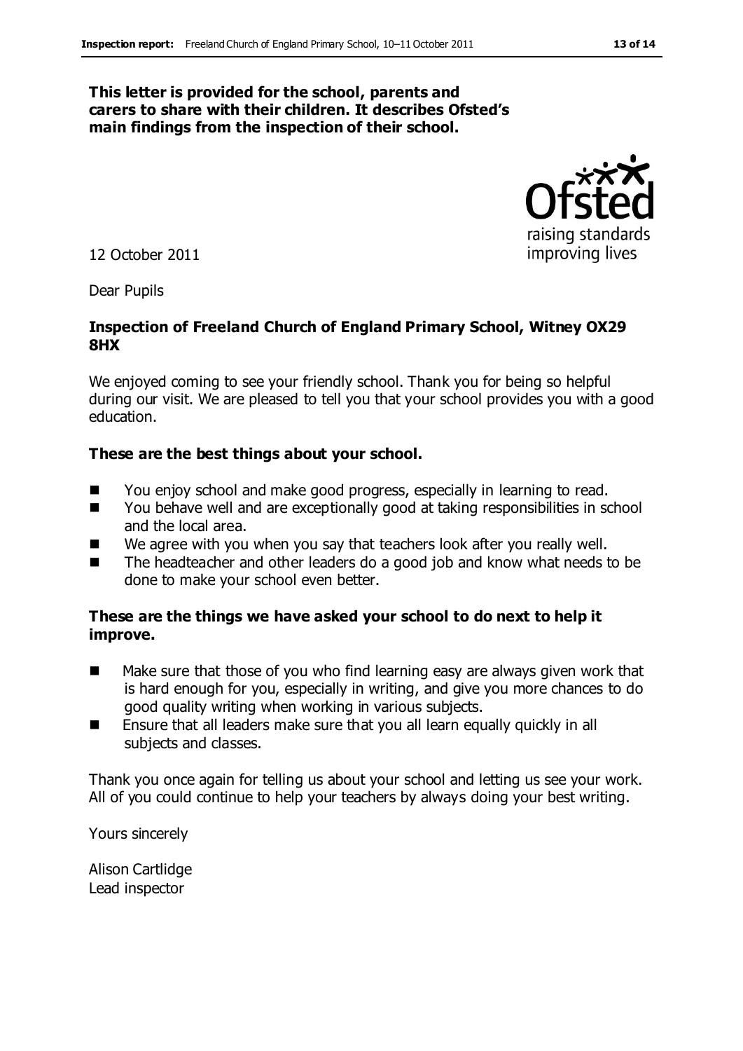**This letter is provided for the school, parents and carers to share with their children. It describes Ofsted's main findings from the inspection of their school.**

12 October 2011

Dear Pupils

**Inspection of Freeland Church of England Primary School, Witney OX29 8HX**

We enjoyed coming to see your friendly school. Thank you for being so helpful during our visit. We are pleased to tell you that your school provides you with a good education.

**These are the best things about your school.**

- You enjoy school and make good progress, especially in learning to read.
- You behave well and are exceptionally good at taking responsibilities in school and the local area.
- We agree with you when you say that teachers look after you really well.
- The headteacher and other leaders do a good job and know what needs to be done to make your school even better.

**These are the things we have asked your school to do next to help it improve.**

- Make sure that those of you who find learning easy are always given work that is hard enough for you, especially in writing, and give you more chances to do good quality writing when working in various subjects.
- Ensure that all leaders make sure that you all learn equally quickly in all subjects and classes.

Thank you once again for telling us about your school and letting us see your work. All of you could continue to help your teachers by always doing your best writing.

Yours sincerely

Alison Cartlidge
Lead inspector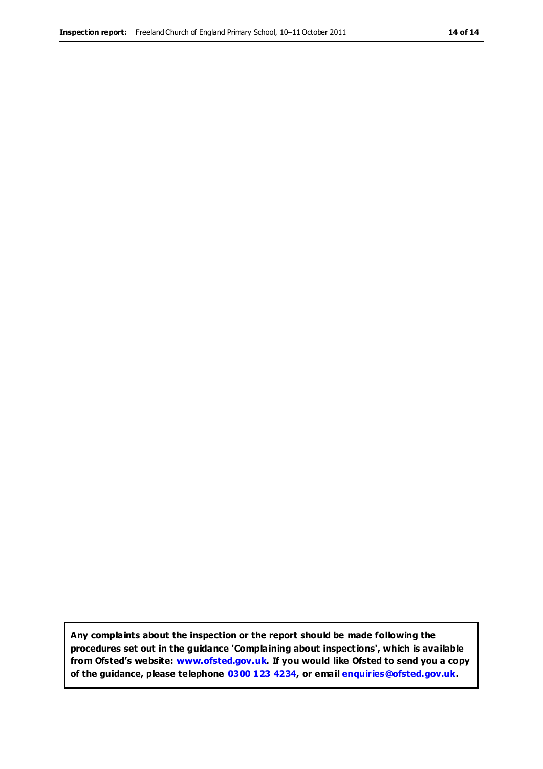**Any complaints about the inspection or the report should be made following the procedures set out in the guidance 'Complaining about inspections', which is available from Ofsted's website: www.ofsted.gov.uk. If you would like Ofsted to send you a copy of the guidance, please telephone 0300 123 4234, or email enquiries@ofsted.gov.uk.**